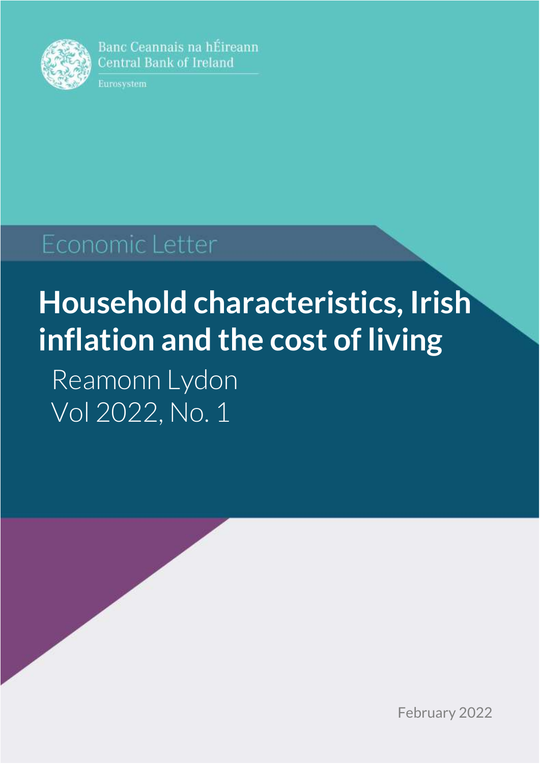Banc Ceannais na hÉireann
Central Bank of Ireland

Eurosystem

Economic Letter

# Household characteristics, Irish inflation and the cost of living

Reamonn Lydon

Vol 2022, No. 1

February 2022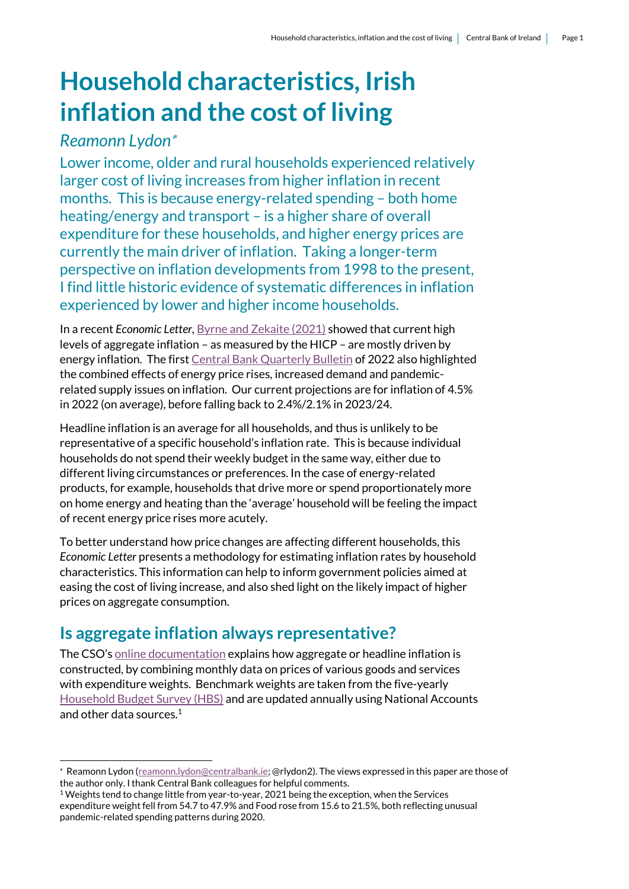# Household characteristics, Irish inflation and the cost of living

*Reamonn Lydon*[*]

Lower income, older and rural households experienced relatively larger cost of living increases from higher inflation in recent months. This is because energy-related spending – both home heating/energy and transport – is a higher share of overall expenditure for these households, and higher energy prices are currently the main driver of inflation. Taking a longer-term perspective on inflation developments from 1998 to the present, I find little historic evidence of systematic differences in inflation experienced by lower and higher income households.

In a recent *Economic Letter*, Byrne and Zekaite (2021) showed that current high levels of aggregate inflation – as measured by the HICP – are mostly driven by energy inflation. The first Central Bank Quarterly Bulletin of 2022 also highlighted the combined effects of energy price rises, increased demand and pandemic-related supply issues on inflation. Our current projections are for inflation of 4.5% in 2022 (on average), before falling back to 2.4%/2.1% in 2023/24.

Headline inflation is an average for all households, and thus is unlikely to be representative of a specific household's inflation rate. This is because individual households do not spend their weekly budget in the same way, either due to different living circumstances or preferences. In the case of energy-related products, for example, households that drive more or spend proportionately more on home energy and heating than the 'average' household will be feeling the impact of recent energy price rises more acutely.

To better understand how price changes are affecting different households, this *Economic Letter* presents a methodology for estimating inflation rates by household characteristics. This information can help to inform government policies aimed at easing the cost of living increase, and also shed light on the likely impact of higher prices on aggregate consumption.

## Is aggregate inflation always representative?

The CSO's online documentation explains how aggregate or headline inflation is constructed, by combining monthly data on prices of various goods and services with expenditure weights. Benchmark weights are taken from the five-yearly Household Budget Survey (HBS) and are updated annually using National Accounts and other data sources.[1]

---

[*] Reamonn Lydon (reamonn.lydon@centralbank.ie; @rlydon2). The views expressed in this paper are those of the author only. I thank Central Bank colleagues for helpful comments.

[1] Weights tend to change little from year-to-year, 2021 being the exception, when the Services expenditure weight fell from 54.7 to 47.9% and Food rose from 15.6 to 21.5%, both reflecting unusual pandemic-related spending patterns during 2020.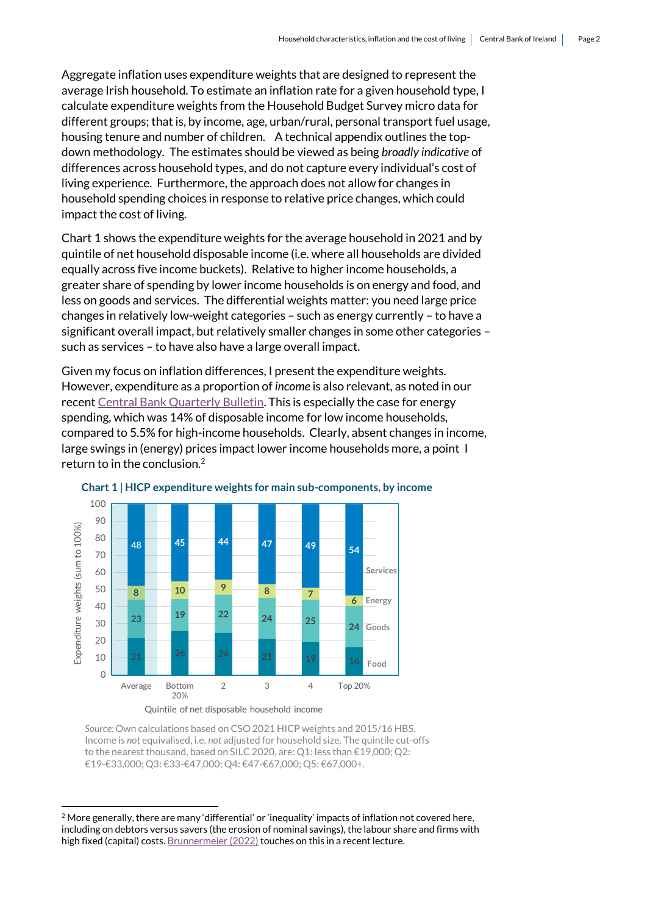Aggregate inflation uses expenditure weights that are designed to represent the average Irish household. To estimate an inflation rate for a given household type, I calculate expenditure weights from the Household Budget Survey micro data for different groups; that is, by income, age, urban/rural, personal transport fuel usage, housing tenure and number of children. A technical appendix outlines the top-down methodology. The estimates should be viewed as being *broadly indicative* of differences across household types, and do not capture every individual's cost of living experience. Furthermore, the approach does not allow for changes in household spending choices in response to relative price changes, which could impact the cost of living.

Chart 1 shows the expenditure weights for the average household in 2021 and by quintile of net household disposable income (i.e. where all households are divided equally across five income buckets). Relative to higher income households, a greater share of spending by lower income households is on energy and food, and less on goods and services. The differential weights matter: you need large price changes in relatively low-weight categories – such as energy currently – to have a significant overall impact, but relatively smaller changes in some other categories – such as services – to have also have a large overall impact.

Given my focus on inflation differences, I present the expenditure weights. However, expenditure as a proportion of *income* is also relevant, as noted in our recent Central Bank Quarterly Bulletin. This is especially the case for energy spending, which was 14% of disposable income for low income households, compared to 5.5% for high-income households. Clearly, absent changes in income, large swings in (energy) prices impact lower income households more, a point I return to in the conclusion.[2]

**Chart 1 | HICP expenditure weights for main sub-components, by income**

| Quintile of net disposable household income | Food | Goods | Energy | Services |
|---|---|---|---|---|
| Average | 21 | 23 | 8 | 48 |
| Bottom 20% | 26 | 19 | 10 | 45 |
| 2 | 24 | 22 | 9 | 44 |
| 3 | 21 | 24 | 8 | 47 |
| 4 | 19 | 25 | 7 | 49 |
| Top 20% | 16 | 24 | 6 | 54 |

Expenditure weights (sum to 100%)

*Source:* Own calculations based on CSO 2021 HICP weights and 2015/16 HBS. Income is *not* equivalised, i.e. *not* adjusted for household size. The quintile cut-offs to the nearest thousand, based on SILC 2020, are: Q1: less than €19,000; Q2: €19-€33,000; Q3: €33-€47,000; Q4: €47-€67,000; Q5: €67,000+.

[2] More generally, there are many 'differential' or 'inequality' impacts of inflation not covered here, including on debtors versus savers (the erosion of nominal savings), the labour share and firms with high fixed (capital) costs. Brunnermeier (2022) touches on this in a recent lecture.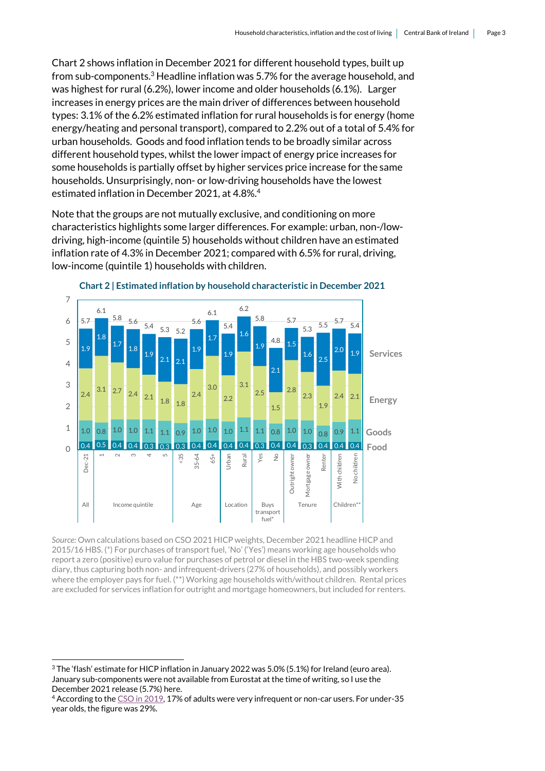Chart 2 shows inflation in December 2021 for different household types, built up from sub-components.[3] Headline inflation was 5.7% for the average household, and was highest for rural (6.2%), lower income and older households (6.1%). Larger increases in energy prices are the main driver of differences between household types: 3.1% of the 6.2% estimated inflation for rural households is for energy (home energy/heating and personal transport), compared to 2.2% out of a total of 5.4% for urban households. Goods and food inflation tends to be broadly similar across different household types, whilst the lower impact of energy price increases for some households is partially offset by higher services price increase for the same households. Unsurprisingly, non- or low-driving households have the lowest estimated inflation in December 2021, at 4.8%.[4]

Note that the groups are not mutually exclusive, and conditioning on more characteristics highlights some larger differences. For example: urban, non-/low-driving, high-income (quintile 5) households without children have an estimated inflation rate of 4.3% in December 2021; compared with 6.5% for rural, driving, low-income (quintile 1) households with children.

**Chart 2 | Estimated inflation by household characteristic in December 2021**

| Group | Category | Total | Services | Energy | Goods | Food |
|---|---|---|---|---|---|---|
| All | Dec-21 | 5.7 | 1.9 | 2.4 | 1.0 | 0.4 |
| Income quintile | 1 | 6.1 | 1.8 | 3.1 | 0.8 | 0.5 |
| | 2 | 5.8 | 1.7 | 2.7 | 1.0 | 0.4 |
| | 3 | 5.6 | 1.8 | 2.4 | 1.0 | 0.4 |
| | 4 | 5.4 | 1.9 | 2.1 | 1.1 | 0.3 |
| | 5 | 5.3 | 2.1 | 1.8 | 1.1 | 0.3 |
| Age | <35 | 5.2 | 2.1 | 1.8 | 0.9 | 0.3 |
| | 35-64 | 5.6 | 1.9 | 2.4 | 1.0 | 0.4 |
| | 65+ | 6.1 | 1.7 | 3.0 | 1.0 | 0.4 |
| Location | Urban | 5.4 | 1.9 | 2.2 | 1.0 | 0.4 |
| | Rural | 6.2 | 1.6 | 3.1 | 1.1 | 0.4 |
| Buys transport fuel* | Yes | 5.8 | 1.9 | 2.5 | 1.1 | 0.3 |
| | No | 4.8 | 2.1 | 1.5 | 0.8 | 0.4 |
| Tenure | Outright owner | 5.7 | 1.5 | 2.8 | 1.0 | 0.4 |
| | Mortgage owner | 5.3 | 1.6 | 2.3 | 1.0 | 0.3 |
| | Renter | 5.5 | 2.5 | 1.9 | 0.8 | 0.4 |
| Children** | With children | 5.7 | 2.0 | 2.4 | 0.9 | 0.4 |
| | No children | 5.4 | 1.9 | 2.1 | 1.1 | 0.4 |

*Source:* Own calculations based on CSO 2021 HICP weights, December 2021 headline HICP and 2015/16 HBS. (*) For purchases of transport fuel, 'No' ('Yes') means working age households who report a zero (positive) euro value for purchases of petrol or diesel in the HBS two-week spending diary, thus capturing both non- and infrequent-drivers (27% of households), and possibly workers where the employer pays for fuel. (**) Working age households with/without children. Rental prices are excluded for services inflation for outright and mortgage homeowners, but included for renters.

[3] The 'flash' estimate for HICP inflation in January 2022 was 5.0% (5.1%) for Ireland (euro area). January sub-components were not available from Eurostat at the time of writing, so I use the December 2021 release (5.7%) here.

[4] According to the CSO in 2019, 17% of adults were very infrequent or non-car users. For under-35 year olds, the figure was 29%.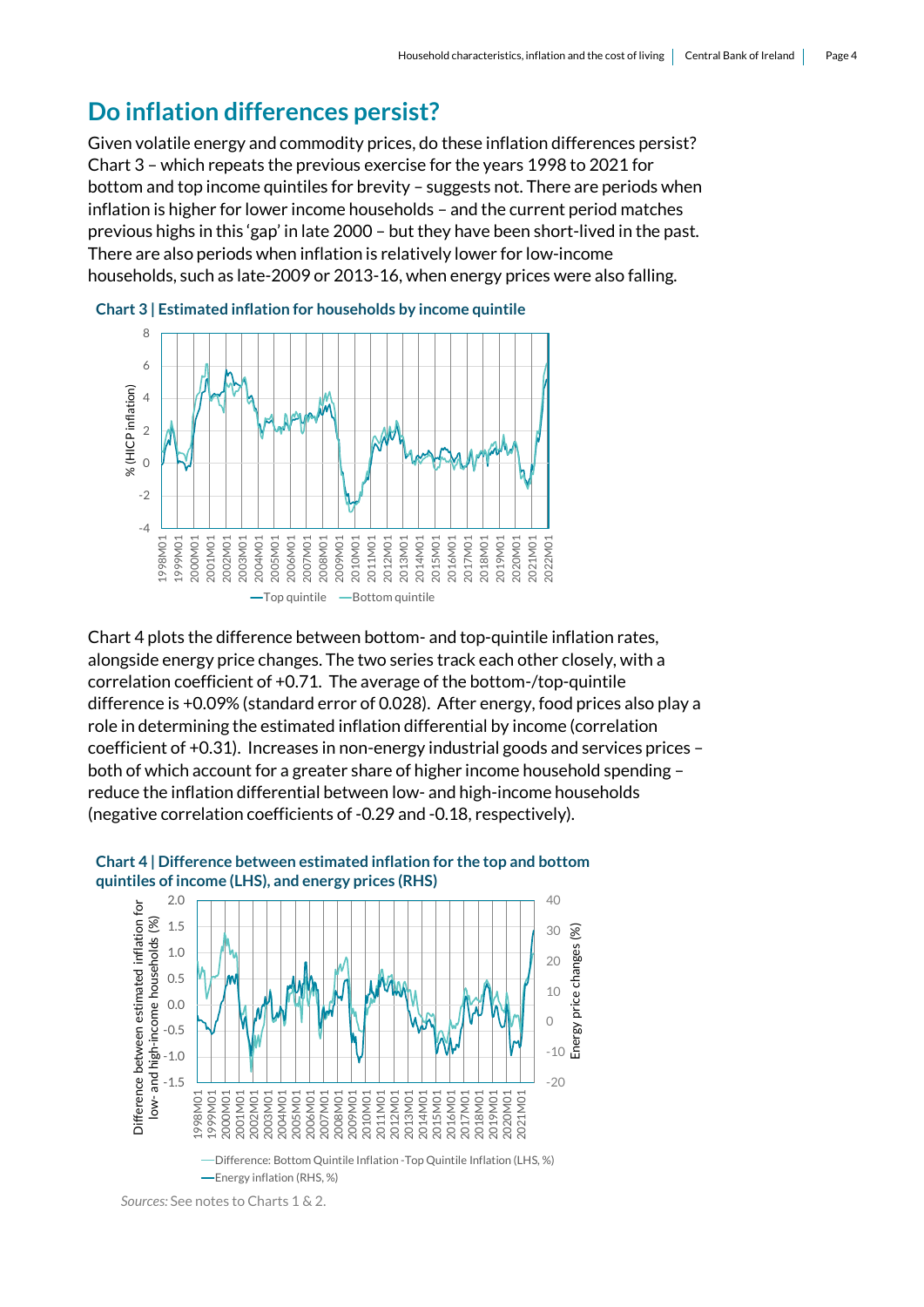## Do inflation differences persist?

Given volatile energy and commodity prices, do these inflation differences persist? Chart 3 – which repeats the previous exercise for the years 1998 to 2021 for bottom and top income quintiles for brevity – suggests not. There are periods when inflation is higher for lower income households – and the current period matches previous highs in this 'gap' in late 2000 – but they have been short-lived in the past. There are also periods when inflation is relatively lower for low-income households, such as late-2009 or 2013-16, when energy prices were also falling.

**Chart 3 | Estimated inflation for households by income quintile**

Chart 4 plots the difference between bottom- and top-quintile inflation rates, alongside energy price changes. The two series track each other closely, with a correlation coefficient of +0.71. The average of the bottom-/top-quintile difference is +0.09% (standard error of 0.028). After energy, food prices also play a role in determining the estimated inflation differential by income (correlation coefficient of +0.31). Increases in non-energy industrial goods and services prices – both of which account for a greater share of higher income household spending – reduce the inflation differential between low- and high-income households (negative correlation coefficients of -0.29 and -0.18, respectively).

**Chart 4 | Difference between estimated inflation for the top and bottom quintiles of income (LHS), and energy prices (RHS)**

*Sources:* See notes to Charts 1 & 2.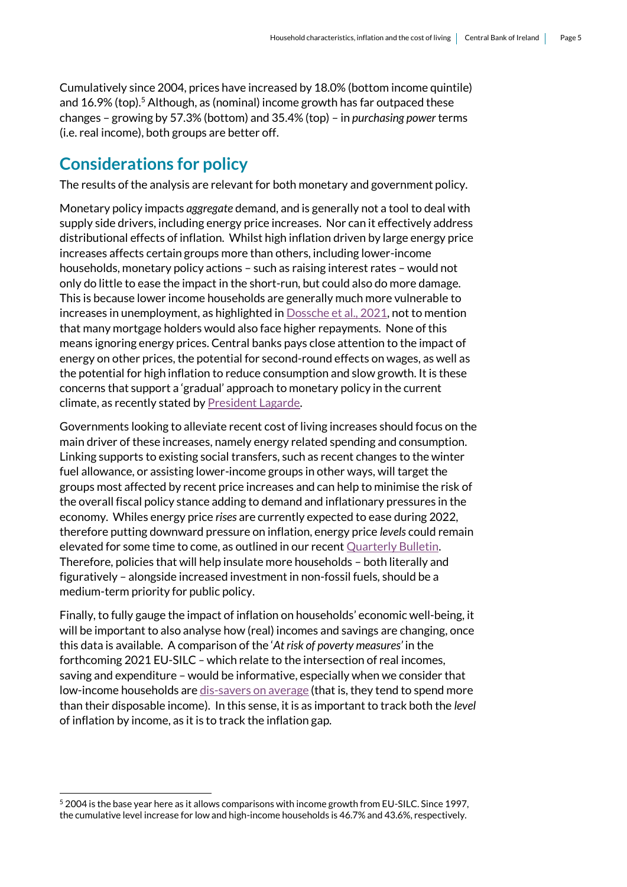Cumulatively since 2004, prices have increased by 18.0% (bottom income quintile) and 16.9% (top).[5] Although, as (nominal) income growth has far outpaced these changes – growing by 57.3% (bottom) and 35.4% (top) – in *purchasing power* terms (i.e. real income), both groups are better off.

## Considerations for policy

The results of the analysis are relevant for both monetary and government policy.

Monetary policy impacts *aggregate* demand, and is generally not a tool to deal with supply side drivers, including energy price increases. Nor can it effectively address distributional effects of inflation. Whilst high inflation driven by large energy price increases affects certain groups more than others, including lower-income households, monetary policy actions – such as raising interest rates – would not only do little to ease the impact in the short-run, but could also do more damage. This is because lower income households are generally much more vulnerable to increases in unemployment, as highlighted in Dossche et al., 2021, not to mention that many mortgage holders would also face higher repayments. None of this means ignoring energy prices. Central banks pays close attention to the impact of energy on other prices, the potential for second-round effects on wages, as well as the potential for high inflation to reduce consumption and slow growth. It is these concerns that support a 'gradual' approach to monetary policy in the current climate, as recently stated by President Lagarde.

Governments looking to alleviate recent cost of living increases should focus on the main driver of these increases, namely energy related spending and consumption. Linking supports to existing social transfers, such as recent changes to the winter fuel allowance, or assisting lower-income groups in other ways, will target the groups most affected by recent price increases and can help to minimise the risk of the overall fiscal policy stance adding to demand and inflationary pressures in the economy. Whiles energy price *rises* are currently expected to ease during 2022, therefore putting downward pressure on inflation, energy price *levels* could remain elevated for some time to come, as outlined in our recent Quarterly Bulletin. Therefore, policies that will help insulate more households – both literally and figuratively – alongside increased investment in non-fossil fuels, should be a medium-term priority for public policy.

Finally, to fully gauge the impact of inflation on households' economic well-being, it will be important to also analyse how (real) incomes and savings are changing, once this data is available. A comparison of the '*At risk of poverty measures'* in the forthcoming 2021 EU-SILC – which relate to the intersection of real incomes, saving and expenditure – would be informative, especially when we consider that low-income households are dis-savers on average (that is, they tend to spend more than their disposable income). In this sense, it is as important to track both the *level* of inflation by income, as it is to track the inflation gap.

---

[5] 2004 is the base year here as it allows comparisons with income growth from EU-SILC. Since 1997, the cumulative level increase for low and high-income households is 46.7% and 43.6%, respectively.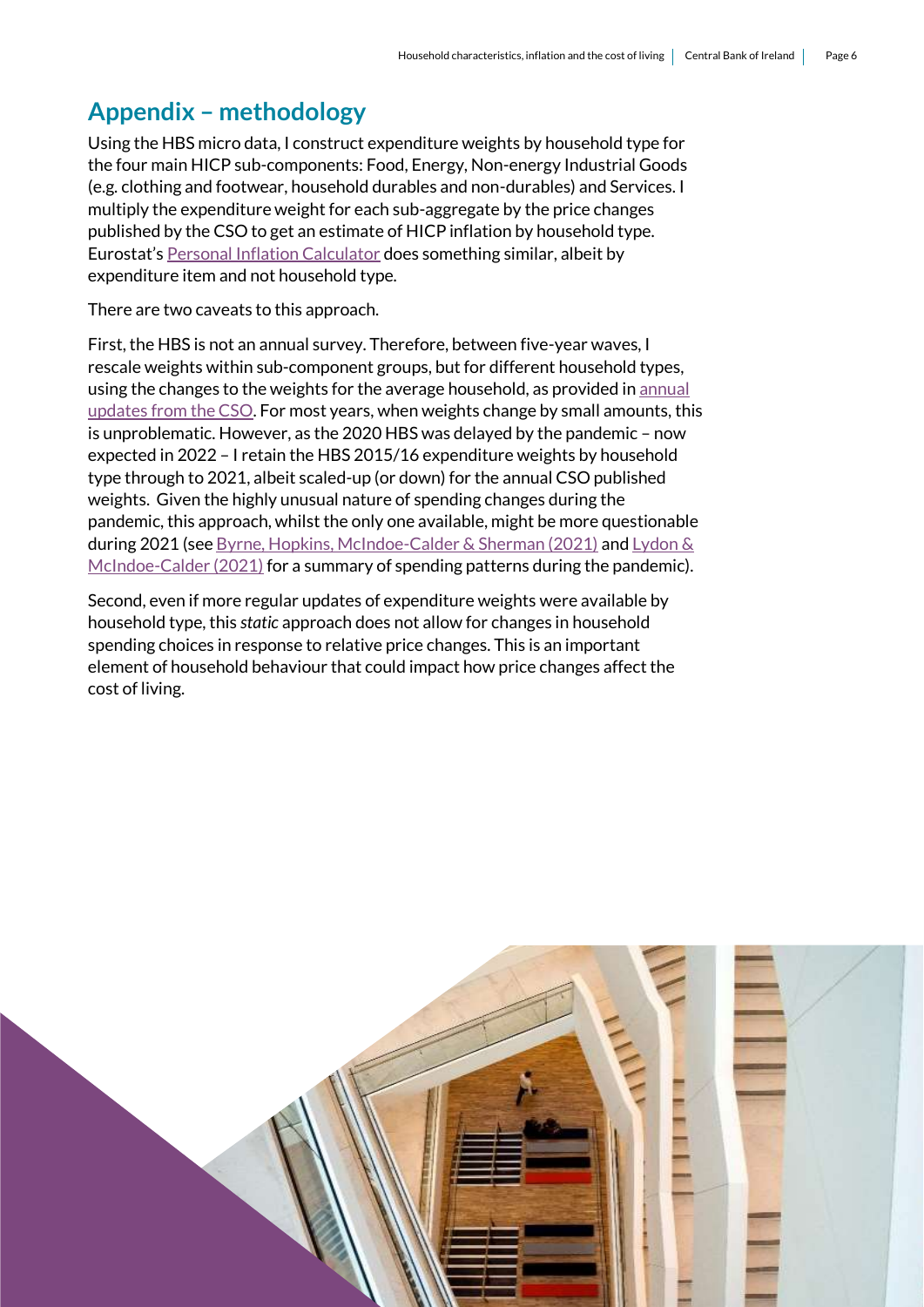# Appendix – methodology

Using the HBS micro data, I construct expenditure weights by household type for the four main HICP sub-components: Food, Energy, Non-energy Industrial Goods (e.g. clothing and footwear, household durables and non-durables) and Services. I multiply the expenditure weight for each sub-aggregate by the price changes published by the CSO to get an estimate of HICP inflation by household type. Eurostat's Personal Inflation Calculator does something similar, albeit by expenditure item and not household type.

There are two caveats to this approach.

First, the HBS is not an annual survey. Therefore, between five-year waves, I rescale weights within sub-component groups, but for different household types, using the changes to the weights for the average household, as provided in annual updates from the CSO. For most years, when weights change by small amounts, this is unproblematic. However, as the 2020 HBS was delayed by the pandemic – now expected in 2022 – I retain the HBS 2015/16 expenditure weights by household type through to 2021, albeit scaled-up (or down) for the annual CSO published weights. Given the highly unusual nature of spending changes during the pandemic, this approach, whilst the only one available, might be more questionable during 2021 (see Byrne, Hopkins, McIndoe-Calder & Sherman (2021) and Lydon & McIndoe-Calder (2021) for a summary of spending patterns during the pandemic).

Second, even if more regular updates of expenditure weights were available by household type, this *static* approach does not allow for changes in household spending choices in response to relative price changes. This is an important element of household behaviour that could impact how price changes affect the cost of living.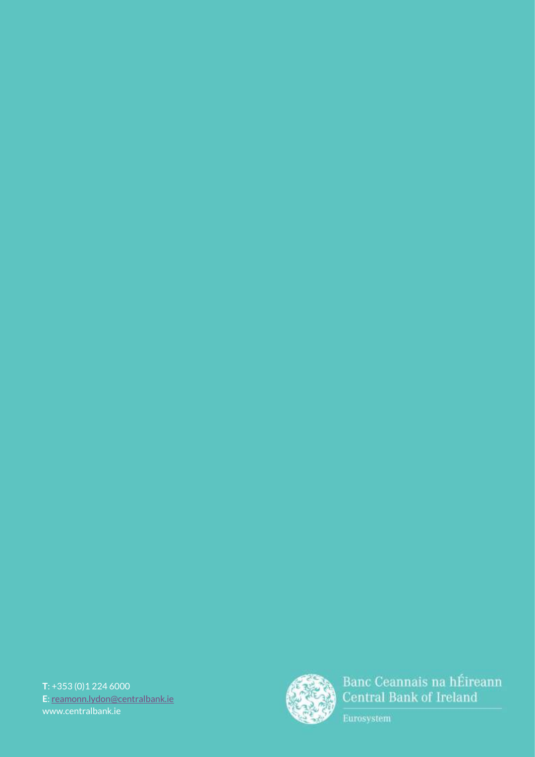**T**: +353 (0)1 224 6000
**E**: reamonn.lydon@centralbank.ie
www.centralbank.ie

Banc Ceannais na hÉireann
Central Bank of Ireland

Eurosystem